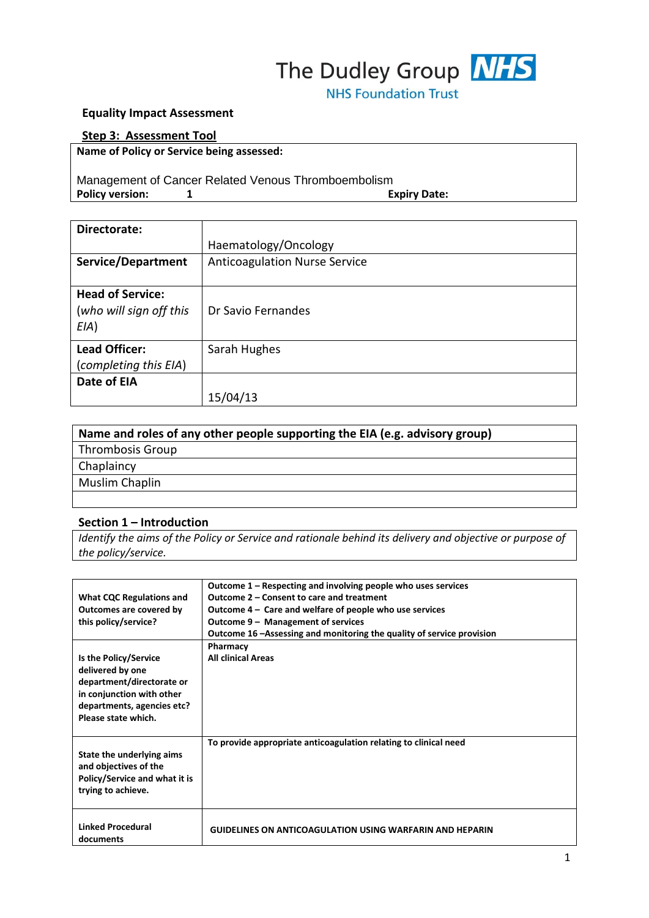The Dudley Group NHS Foundation Trust

**Equality Impact Assessment**

**Step 3: Assessment Tool**

| **Name of Policy or Service being assessed:**<br><br>Management of Cancer Related Venous Thromboembolism | |
|---|---|
| **Policy version:** 1 | **Expiry Date:** |

| **Directorate:** | Haematology/Oncology |
|---|---|
| **Service/Department** | Anticoagulation Nurse Service |
| **Head of Service:** (*who will sign off this EIA*) | Dr Savio Fernandes |
| **Lead Officer:** (*completing this EIA*) | Sarah Hughes |
| **Date of EIA** | 15/04/13 |

| **Name and roles of any other people supporting the EIA (e.g. advisory group)** |
|---|
| Thrombosis Group |
| Chaplaincy |
| Muslim Chaplin |
| |

**Section 1 – Introduction**

| *Identify the aims of the Policy or Service and rationale behind its delivery and objective or purpose of the policy/service.* |
|---|

| **What CQC Regulations and Outcomes are covered by this policy/service?** | **Outcome 1 – Respecting and involving people who uses services**<br>**Outcome 2 – Consent to care and treatment**<br>**Outcome 4 – Care and welfare of people who use services**<br>**Outcome 9 – Management of services**<br>**Outcome 16 –Assessing and monitoring the quality of service provision** |
|---|---|
| **Is the Policy/Service delivered by one department/directorate or in conjunction with other departments, agencies etc? Please state which.** | **Pharmacy**<br>**All clinical Areas** |
| **State the underlying aims and objectives of the Policy/Service and what it is trying to achieve.** | **To provide appropriate anticoagulation relating to clinical need** |
| **Linked Procedural documents** | **GUIDELINES ON ANTICOAGULATION USING WARFARIN AND HEPARIN** |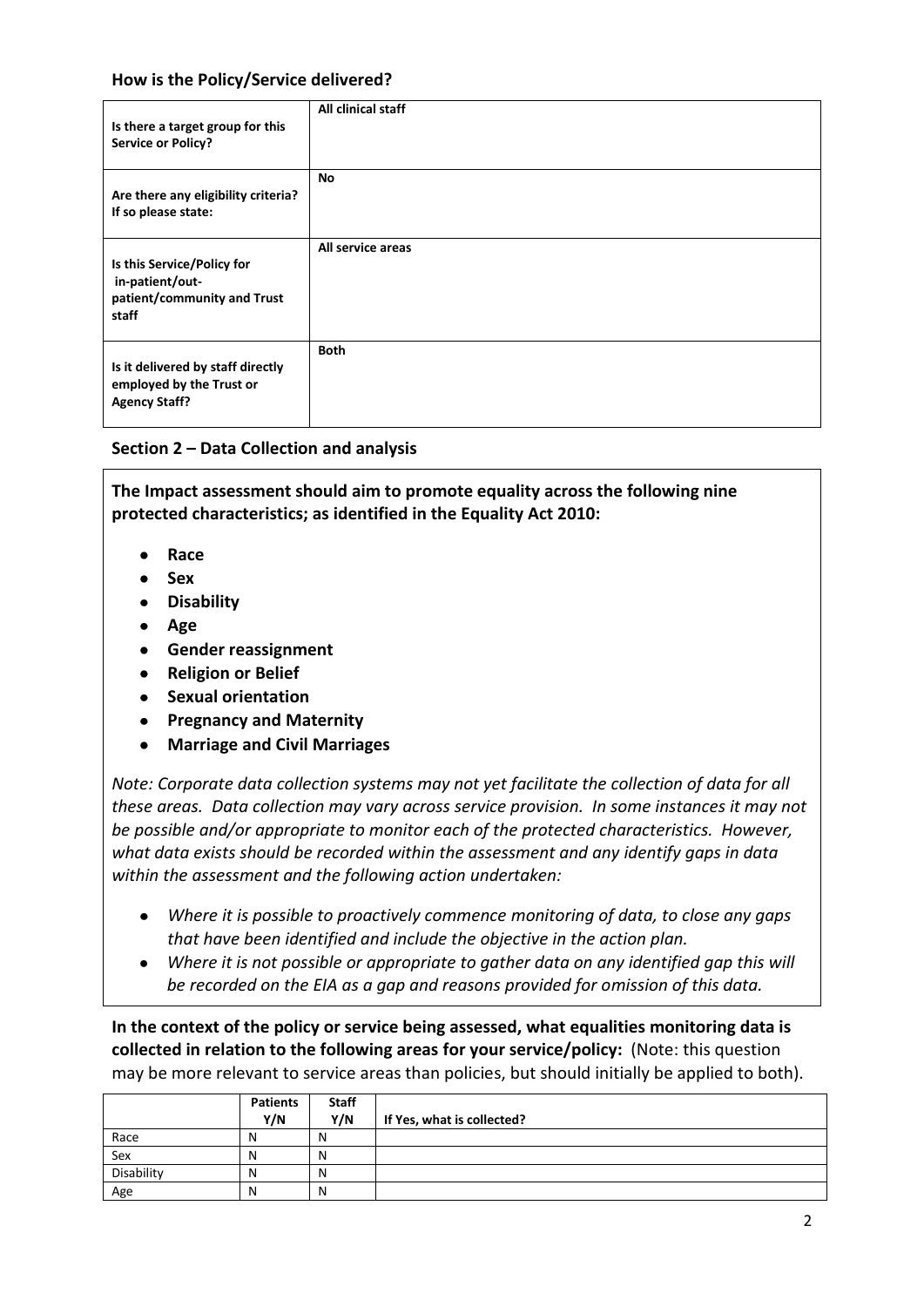### How is the Policy/Service delivered?

| | |
|---|---|
| **Is there a target group for this Service or Policy?** | **All clinical staff** |
| **Are there any eligibility criteria? If so please state:** | **No** |
| **Is this Service/Policy for in-patient/out-patient/community and Trust staff** | **All service areas** |
| **Is it delivered by staff directly employed by the Trust or Agency Staff?** | **Both** |

### Section 2 – Data Collection and analysis

**The Impact assessment should aim to promote equality across the following nine protected characteristics; as identified in the Equality Act 2010:**

- **Race**
- **Sex**
- **Disability**
- **Age**
- **Gender reassignment**
- **Religion or Belief**
- **Sexual orientation**
- **Pregnancy and Maternity**
- **Marriage and Civil Marriages**

*Note: Corporate data collection systems may not yet facilitate the collection of data for all these areas. Data collection may vary across service provision. In some instances it may not be possible and/or appropriate to monitor each of the protected characteristics. However, what data exists should be recorded within the assessment and any identify gaps in data within the assessment and the following action undertaken:*

- *Where it is possible to proactively commence monitoring of data, to close any gaps that have been identified and include the objective in the action plan.*
- *Where it is not possible or appropriate to gather data on any identified gap this will be recorded on the EIA as a gap and reasons provided for omission of this data.*

**In the context of the policy or service being assessed, what equalities monitoring data is collected in relation to the following areas for your service/policy:** (Note: this question may be more relevant to service areas than policies, but should initially be applied to both).

| | **Patients Y/N** | **Staff Y/N** | **If Yes, what is collected?** |
|---|---|---|---|
| Race | N | N | |
| Sex | N | N | |
| Disability | N | N | |
| Age | N | N | |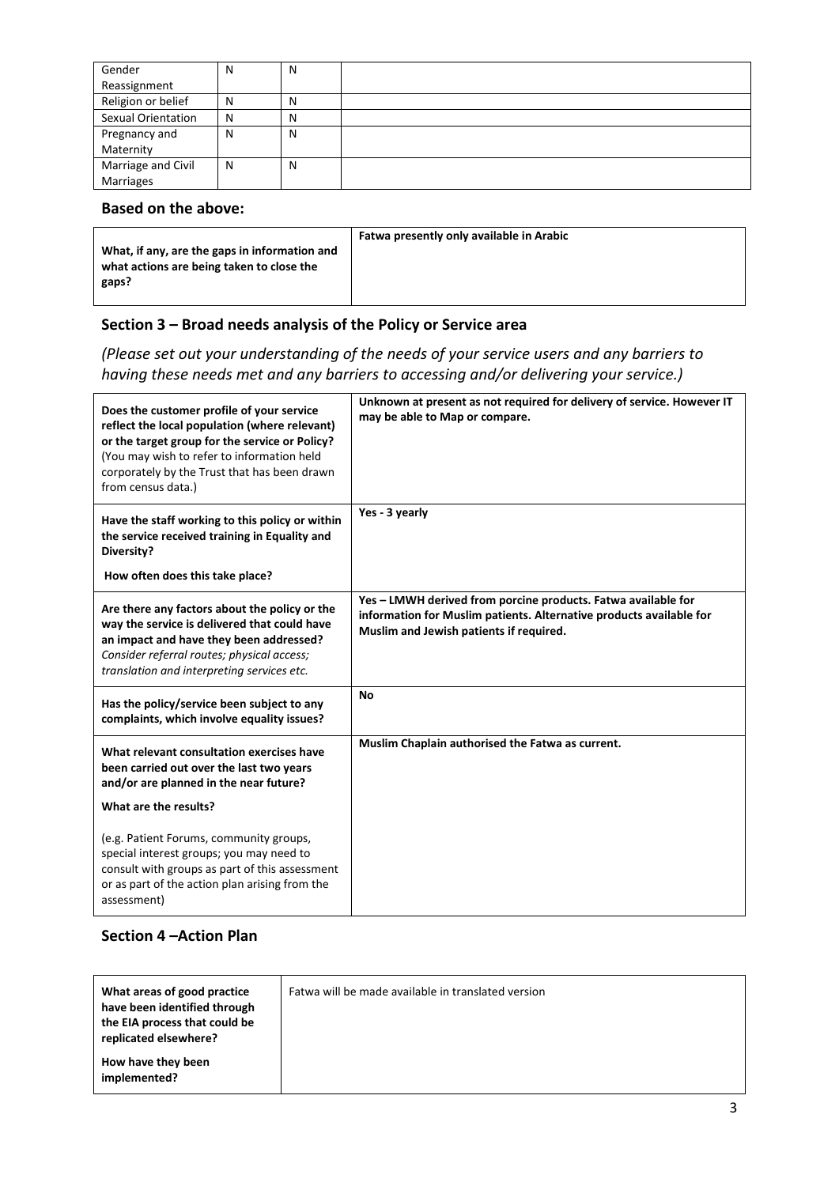| | | | |
|---|---|---|---|
| Gender Reassignment | N | N | |
| Religion or belief | N | N | |
| Sexual Orientation | N | N | |
| Pregnancy and Maternity | N | N | |
| Marriage and Civil Marriages | N | N | |

## Based on the above:

| | |
|---|---|
| **What, if any, are the gaps in information and what actions are being taken to close the gaps?** | **Fatwa presently only available in Arabic** |

## Section 3 – Broad needs analysis of the Policy or Service area

*(Please set out your understanding of the needs of your service users and any barriers to having these needs met and any barriers to accessing and/or delivering your service.)*

| | |
|---|---|
| **Does the customer profile of your service reflect the local population (where relevant) or the target group for the service or Policy?** (You may wish to refer to information held corporately by the Trust that has been drawn from census data.) | **Unknown at present as not required for delivery of service. However IT may be able to Map or compare.** |
| **Have the staff working to this policy or within the service received training in Equality and Diversity?** **How often does this take place?** | **Yes - 3 yearly** |
| **Are there any factors about the policy or the way the service is delivered that could have an impact and have they been addressed?** *Consider referral routes; physical access; translation and interpreting services etc.* | **Yes – LMWH derived from porcine products. Fatwa available for information for Muslim patients. Alternative products available for Muslim and Jewish patients if required.** |
| **Has the policy/service been subject to any complaints, which involve equality issues?** | **No** |
| **What relevant consultation exercises have been carried out over the last two years and/or are planned in the near future?** **What are the results?** (e.g. Patient Forums, community groups, special interest groups; you may need to consult with groups as part of this assessment or as part of the action plan arising from the assessment) | **Muslim Chaplain authorised the Fatwa as current.** |

## Section 4 –Action Plan

| | |
|---|---|
| **What areas of good practice have been identified through the EIA process that could be replicated elsewhere?** **How have they been implemented?** | Fatwa will be made available in translated version |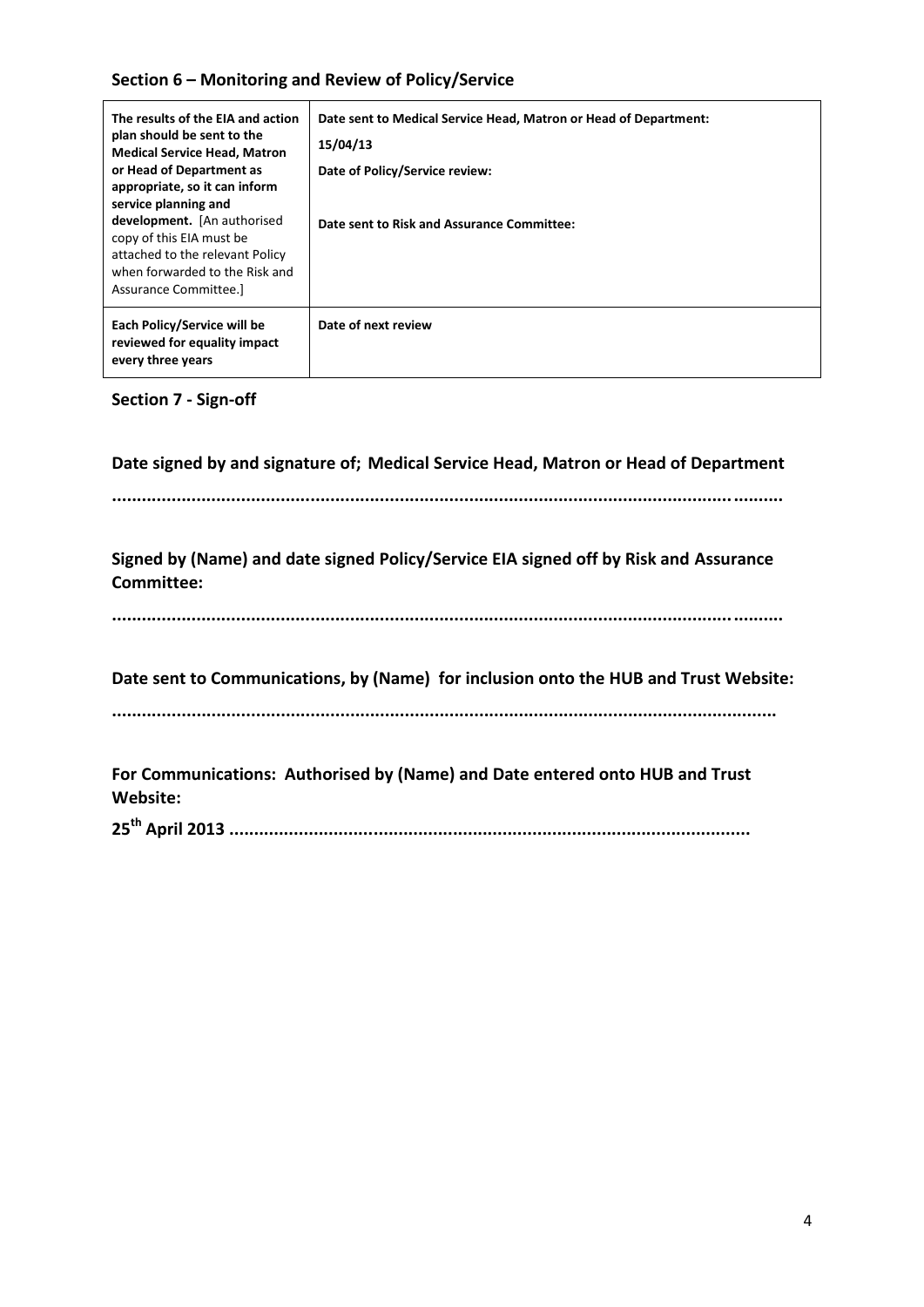## Section 6 – Monitoring and Review of Policy/Service

| | |
|---|---|
| **The results of the EIA and action plan should be sent to the Medical Service Head, Matron or Head of Department as appropriate, so it can inform service planning and development.** [An authorised copy of this EIA must be attached to the relevant Policy when forwarded to the Risk and Assurance Committee.] | **Date sent to Medical Service Head, Matron or Head of Department:**<br>**15/04/13**<br>**Date of Policy/Service review:**<br><br>**Date sent to Risk and Assurance Committee:** |
| **Each Policy/Service will be reviewed for equality impact every three years** | **Date of next review** |

## Section 7 - Sign-off

**Date signed by and signature of; Medical Service Head, Matron or Head of Department**

**.......................................................................................................................................**

**Signed by (Name) and date signed Policy/Service EIA signed off by Risk and Assurance Committee:**

**.......................................................................................................................................**

**Date sent to Communications, by (Name) for inclusion onto the HUB and Trust Website:**

**.....................................................................................................................................**

**For Communications: Authorised by (Name) and Date entered onto HUB and Trust Website:**

**25th April 2013 ......................................................................................................**